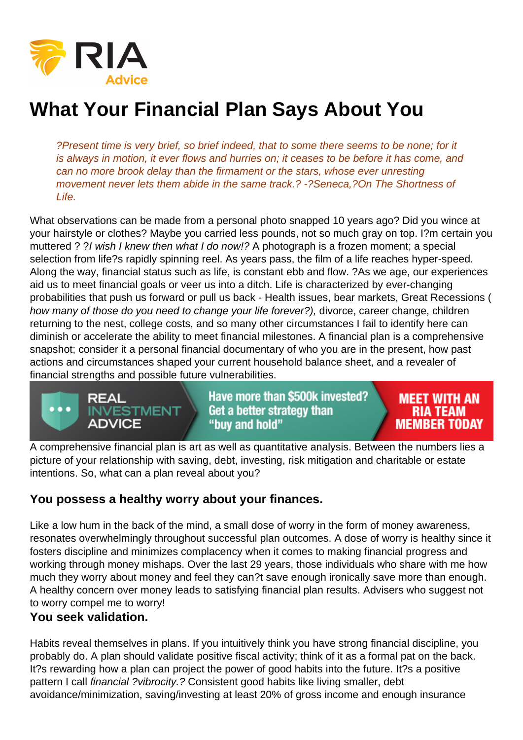# What Your Financial Plan Says About You

> *?Present time is very brief, so brief indeed, that to some there seems to be none; for it is always in motion, it ever flows and hurries on; it ceases to be before it has come, and can no more brook delay than the firmament or the stars, whose ever unresting movement never lets them abide in the same track.? -?Seneca,?On The Shortness of Life.*

What observations can be made from a personal photo snapped 10 years ago? Did you wince at your hairstyle or clothes? Maybe you carried less pounds, not so much gray on top. I?m certain you muttered ? ?*I wish I knew then what I do now!?* A photograph is a frozen moment; a special selection from life?s rapidly spinning reel. As years pass, the film of a life reaches hyper-speed. Along the way, financial status such as life, is constant ebb and flow. ?As we age, our experiences aid us to meet financial goals or veer us into a ditch. Life is characterized by ever-changing probabilities that push us forward or pull us back - Health issues, bear markets, Great Recessions ( *how many of those do you need to change your life forever?),* divorce, career change, children returning to the nest, college costs, and so many other circumstances I fail to identify here can diminish or accelerate the ability to meet financial milestones. A financial plan is a comprehensive snapshot; consider it a personal financial documentary of who you are in the present, how past actions and circumstances shaped your current household balance sheet, and a revealer of financial strengths and possible future vulnerabilities.

A comprehensive financial plan is art as well as quantitative analysis. Between the numbers lies a picture of your relationship with saving, debt, investing, risk mitigation and charitable or estate intentions. So, what can a plan reveal about you?

### You possess a healthy worry about your finances.

Like a low hum in the back of the mind, a small dose of worry in the form of money awareness, resonates overwhelmingly throughout successful plan outcomes. A dose of worry is healthy since it fosters discipline and minimizes complacency when it comes to making financial progress and working through money mishaps. Over the last 29 years, those individuals who share with me how much they worry about money and feel they can?t save enough ironically save more than enough. A healthy concern over money leads to satisfying financial plan results. Advisers who suggest not to worry compel me to worry!

### You seek validation.

Habits reveal themselves in plans. If you intuitively think you have strong financial discipline, you probably do. A plan should validate positive fiscal activity; think of it as a formal pat on the back. It?s rewarding how a plan can project the power of good habits into the future. It?s a positive pattern I call *financial ?vibrocity.?* Consistent good habits like living smaller, debt avoidance/minimization, saving/investing at least 20% of gross income and enough insurance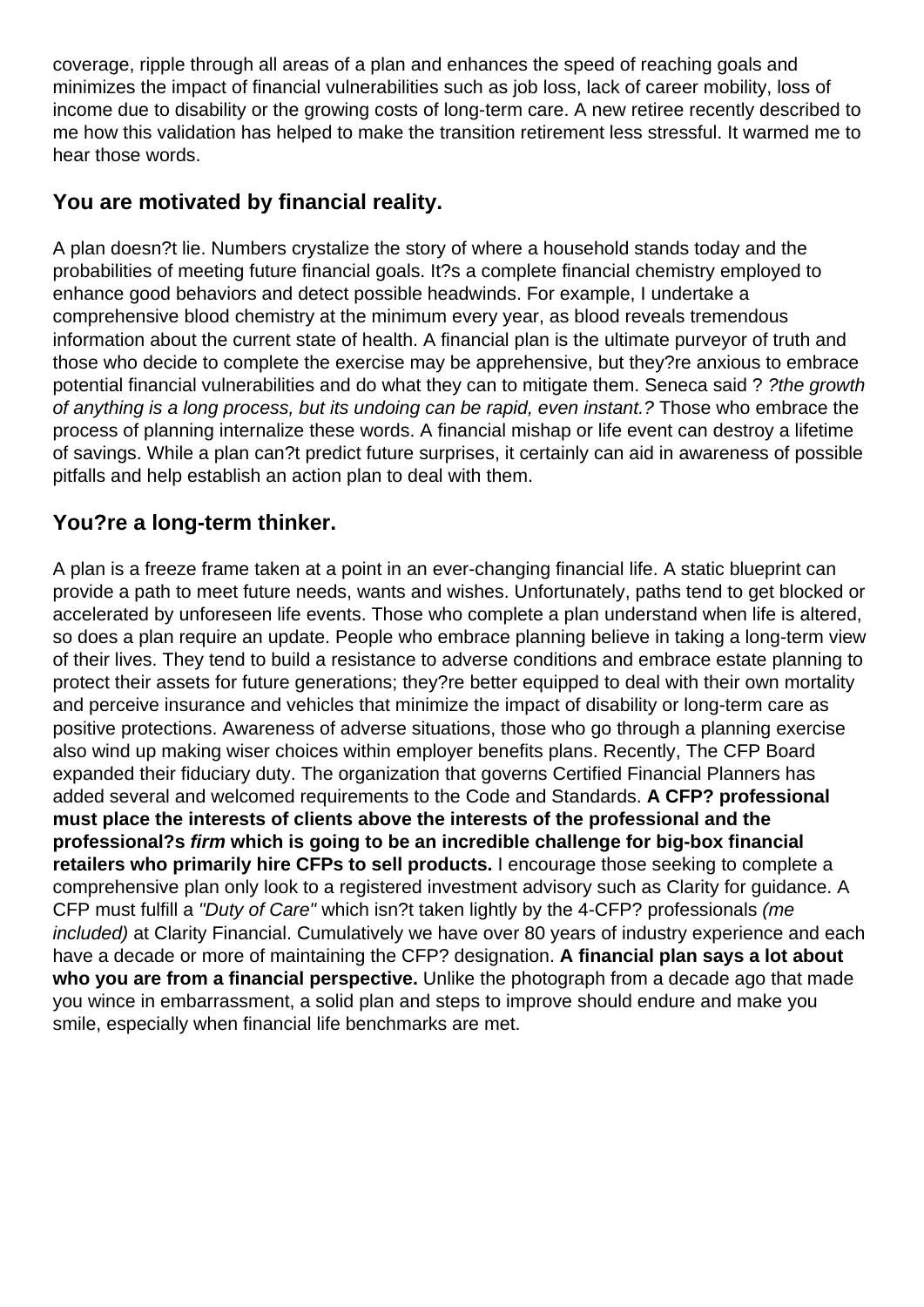coverage, ripple through all areas of a plan and enhances the speed of reaching goals and minimizes the impact of financial vulnerabilities such as job loss, lack of career mobility, loss of income due to disability or the growing costs of long-term care. A new retiree recently described to me how this validation has helped to make the transition retirement less stressful. It warmed me to hear those words.

## You are motivated by financial reality.

A plan doesn?t lie. Numbers crystalize the story of where a household stands today and the probabilities of meeting future financial goals. It?s a complete financial chemistry employed to enhance good behaviors and detect possible headwinds. For example, I undertake a comprehensive blood chemistry at the minimum every year, as blood reveals tremendous information about the current state of health. A financial plan is the ultimate purveyor of truth and those who decide to complete the exercise may be apprehensive, but they?re anxious to embrace potential financial vulnerabilities and do what they can to mitigate them. Seneca said ? *?the growth of anything is a long process, but its undoing can be rapid, even instant.?* Those who embrace the process of planning internalize these words. A financial mishap or life event can destroy a lifetime of savings. While a plan can?t predict future surprises, it certainly can aid in awareness of possible pitfalls and help establish an action plan to deal with them.

## You?re a long-term thinker.

A plan is a freeze frame taken at a point in an ever-changing financial life. A static blueprint can provide a path to meet future needs, wants and wishes. Unfortunately, paths tend to get blocked or accelerated by unforeseen life events. Those who complete a plan understand when life is altered, so does a plan require an update. People who embrace planning believe in taking a long-term view of their lives. They tend to build a resistance to adverse conditions and embrace estate planning to protect their assets for future generations; they?re better equipped to deal with their own mortality and perceive insurance and vehicles that minimize the impact of disability or long-term care as positive protections. Awareness of adverse situations, those who go through a planning exercise also wind up making wiser choices within employer benefits plans. Recently, The CFP Board expanded their fiduciary duty. The organization that governs Certified Financial Planners has added several and welcomed requirements to the Code and Standards. **A CFP? professional must place the interests of clients above the interests of the professional and the professional?s *firm* which is going to be an incredible challenge for big-box financial retailers who primarily hire CFPs to sell products.** I encourage those seeking to complete a comprehensive plan only look to a registered investment advisory such as Clarity for guidance. A CFP must fulfill a *"Duty of Care"* which isn?t taken lightly by the 4-CFP? professionals *(me included)* at Clarity Financial. Cumulatively we have over 80 years of industry experience and each have a decade or more of maintaining the CFP? designation. **A financial plan says a lot about who you are from a financial perspective.** Unlike the photograph from a decade ago that made you wince in embarrassment, a solid plan and steps to improve should endure and make you smile, especially when financial life benchmarks are met.